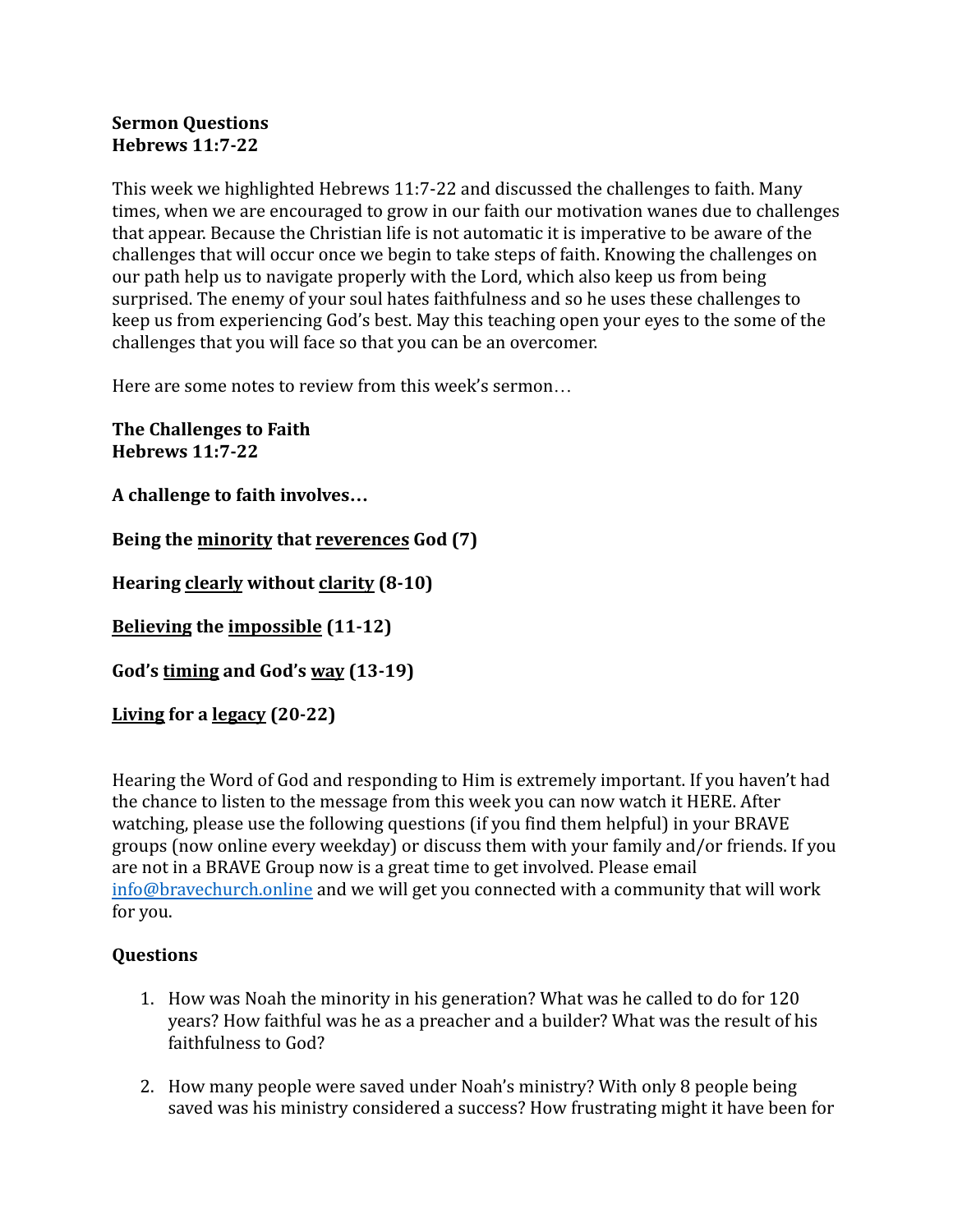**Sermon Questions**
**Hebrews 11:7-22**

This week we highlighted Hebrews 11:7-22 and discussed the challenges to faith. Many times, when we are encouraged to grow in our faith our motivation wanes due to challenges that appear. Because the Christian life is not automatic it is imperative to be aware of the challenges that will occur once we begin to take steps of faith. Knowing the challenges on our path help us to navigate properly with the Lord, which also keep us from being surprised. The enemy of your soul hates faithfulness and so he uses these challenges to keep us from experiencing God's best. May this teaching open your eyes to the some of the challenges that you will face so that you can be an overcomer.

Here are some notes to review from this week's sermon…

**The Challenges to Faith**
**Hebrews 11:7-22**

**A challenge to faith involves…**

**Being the <u>minority</u> that <u>reverences</u> God (7)**

**Hearing <u>clearly</u> without <u>clarity</u> (8-10)**

**<u>Believing</u> the <u>impossible</u> (11-12)**

**God's <u>timing</u> and God's <u>way</u> (13-19)**

**<u>Living</u> for a <u>legacy</u> (20-22)**

Hearing the Word of God and responding to Him is extremely important. If you haven't had the chance to listen to the message from this week you can now watch it HERE. After watching, please use the following questions (if you find them helpful) in your BRAVE groups (now online every weekday) or discuss them with your family and/or friends. If you are not in a BRAVE Group now is a great time to get involved. Please email info@bravechurch.online and we will get you connected with a community that will work for you.

### Questions

1. How was Noah the minority in his generation? What was he called to do for 120 years? How faithful was he as a preacher and a builder? What was the result of his faithfulness to God?

2. How many people were saved under Noah's ministry? With only 8 people being saved was his ministry considered a success? How frustrating might it have been for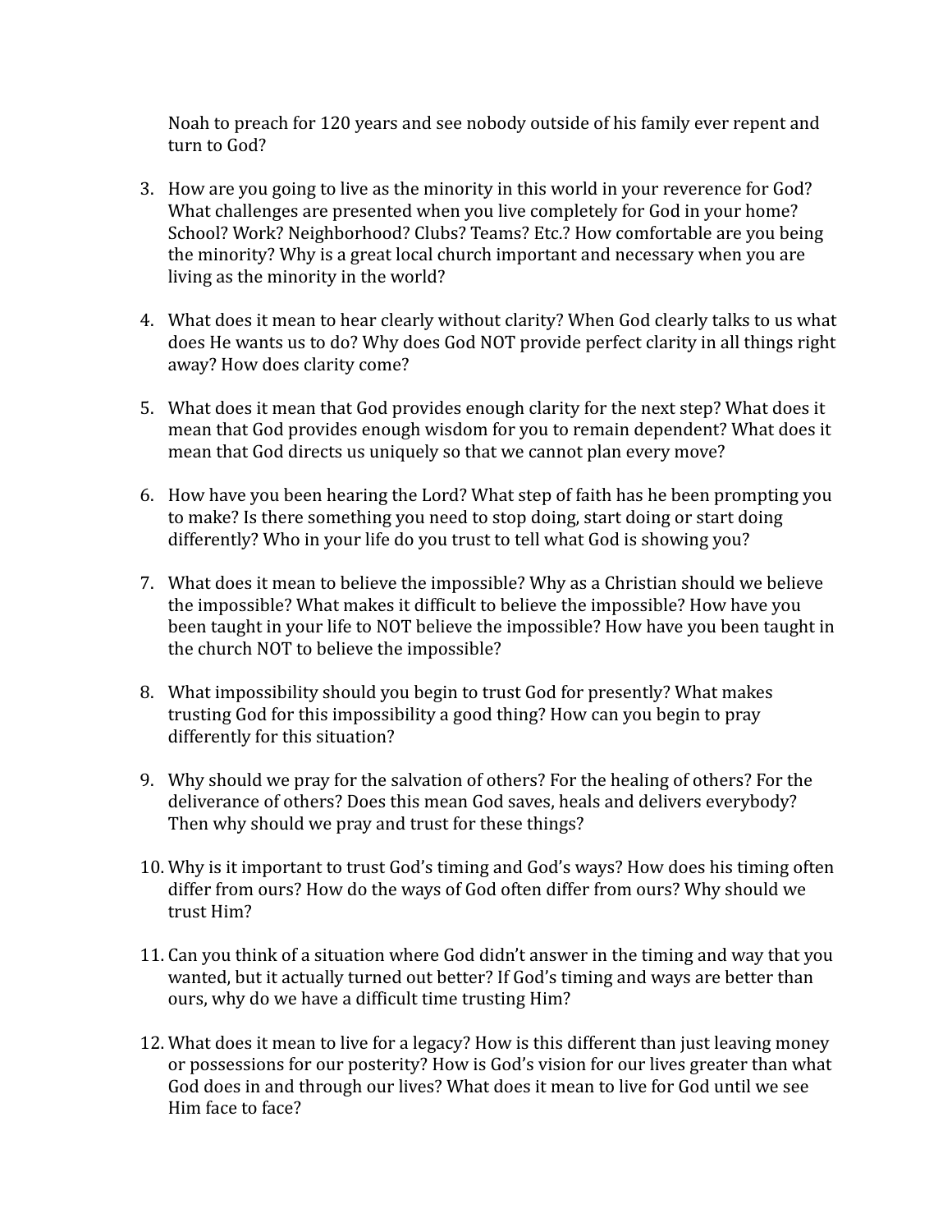Noah to preach for 120 years and see nobody outside of his family ever repent and turn to God?

3. How are you going to live as the minority in this world in your reverence for God? What challenges are presented when you live completely for God in your home? School? Work? Neighborhood? Clubs? Teams? Etc.? How comfortable are you being the minority? Why is a great local church important and necessary when you are living as the minority in the world?

4. What does it mean to hear clearly without clarity? When God clearly talks to us what does He wants us to do? Why does God NOT provide perfect clarity in all things right away? How does clarity come?

5. What does it mean that God provides enough clarity for the next step? What does it mean that God provides enough wisdom for you to remain dependent? What does it mean that God directs us uniquely so that we cannot plan every move?

6. How have you been hearing the Lord? What step of faith has he been prompting you to make? Is there something you need to stop doing, start doing or start doing differently? Who in your life do you trust to tell what God is showing you?

7. What does it mean to believe the impossible? Why as a Christian should we believe the impossible? What makes it difficult to believe the impossible? How have you been taught in your life to NOT believe the impossible? How have you been taught in the church NOT to believe the impossible?

8. What impossibility should you begin to trust God for presently? What makes trusting God for this impossibility a good thing? How can you begin to pray differently for this situation?

9. Why should we pray for the salvation of others? For the healing of others? For the deliverance of others? Does this mean God saves, heals and delivers everybody? Then why should we pray and trust for these things?

10. Why is it important to trust God's timing and God's ways? How does his timing often differ from ours? How do the ways of God often differ from ours? Why should we trust Him?

11. Can you think of a situation where God didn't answer in the timing and way that you wanted, but it actually turned out better? If God's timing and ways are better than ours, why do we have a difficult time trusting Him?

12. What does it mean to live for a legacy? How is this different than just leaving money or possessions for our posterity? How is God's vision for our lives greater than what God does in and through our lives? What does it mean to live for God until we see Him face to face?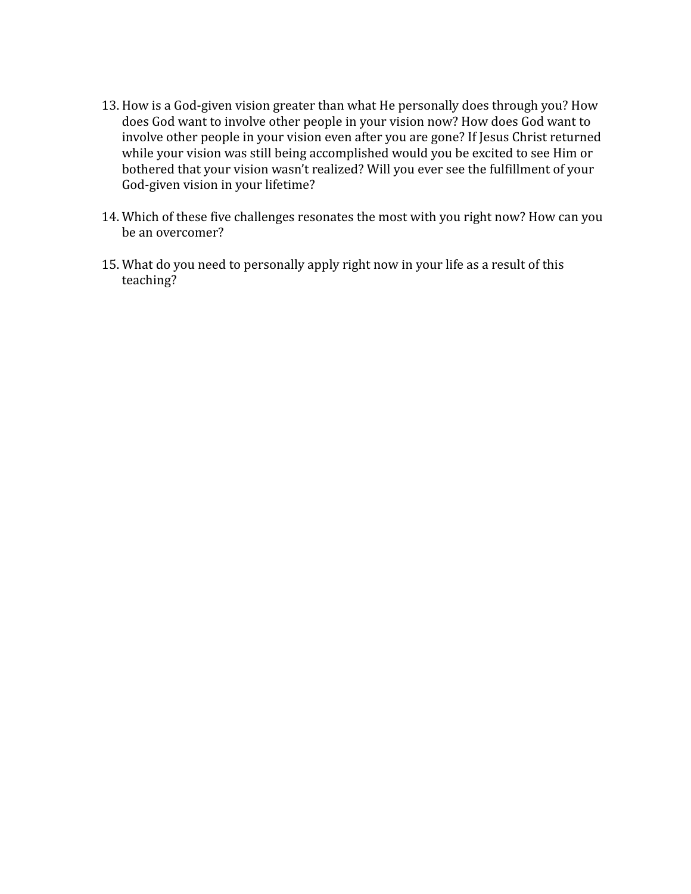13. How is a God-given vision greater than what He personally does through you? How does God want to involve other people in your vision now? How does God want to involve other people in your vision even after you are gone? If Jesus Christ returned while your vision was still being accomplished would you be excited to see Him or bothered that your vision wasn't realized? Will you ever see the fulfillment of your God-given vision in your lifetime?

14. Which of these five challenges resonates the most with you right now? How can you be an overcomer?

15. What do you need to personally apply right now in your life as a result of this teaching?